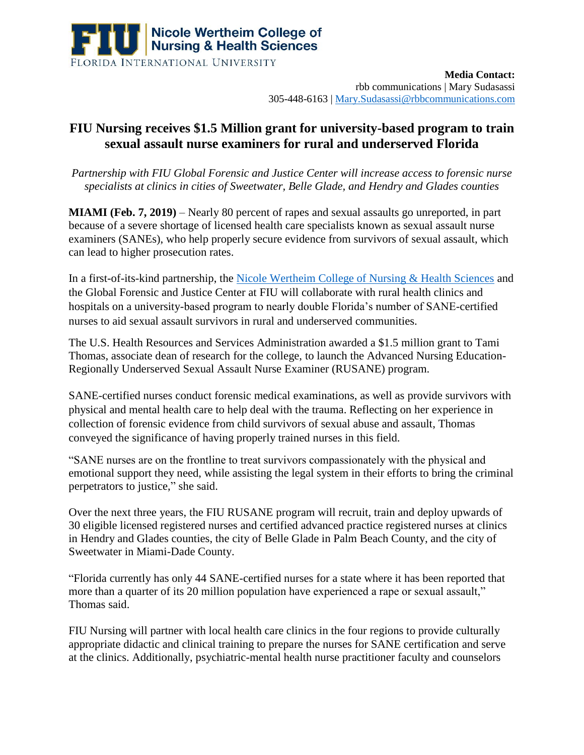**Nicole Wertheim College of Nursing & Health Sciences**
FLORIDA INTERNATIONAL UNIVERSITY

**Media Contact:**
rbb communications | Mary Sudasassi
305-448-6163 | Mary.Sudasassi@rbbcommunications.com

# FIU Nursing receives $1.5 Million grant for university-based program to train sexual assault nurse examiners for rural and underserved Florida

*Partnership with FIU Global Forensic and Justice Center will increase access to forensic nurse specialists at clinics in cities of Sweetwater, Belle Glade, and Hendry and Glades counties*

**MIAMI (Feb. 7, 2019)** – Nearly 80 percent of rapes and sexual assaults go unreported, in part because of a severe shortage of licensed health care specialists known as sexual assault nurse examiners (SANEs), who help properly secure evidence from survivors of sexual assault, which can lead to higher prosecution rates.

In a first-of-its-kind partnership, the Nicole Wertheim College of Nursing & Health Sciences and the Global Forensic and Justice Center at FIU will collaborate with rural health clinics and hospitals on a university-based program to nearly double Florida's number of SANE-certified nurses to aid sexual assault survivors in rural and underserved communities.

The U.S. Health Resources and Services Administration awarded a $1.5 million grant to Tami Thomas, associate dean of research for the college, to launch the Advanced Nursing Education-Regionally Underserved Sexual Assault Nurse Examiner (RUSANE) program.

SANE-certified nurses conduct forensic medical examinations, as well as provide survivors with physical and mental health care to help deal with the trauma. Reflecting on her experience in collection of forensic evidence from child survivors of sexual abuse and assault, Thomas conveyed the significance of having properly trained nurses in this field.

"SANE nurses are on the frontline to treat survivors compassionately with the physical and emotional support they need, while assisting the legal system in their efforts to bring the criminal perpetrators to justice," she said.

Over the next three years, the FIU RUSANE program will recruit, train and deploy upwards of 30 eligible licensed registered nurses and certified advanced practice registered nurses at clinics in Hendry and Glades counties, the city of Belle Glade in Palm Beach County, and the city of Sweetwater in Miami-Dade County.

"Florida currently has only 44 SANE-certified nurses for a state where it has been reported that more than a quarter of its 20 million population have experienced a rape or sexual assault," Thomas said.

FIU Nursing will partner with local health care clinics in the four regions to provide culturally appropriate didactic and clinical training to prepare the nurses for SANE certification and serve at the clinics. Additionally, psychiatric-mental health nurse practitioner faculty and counselors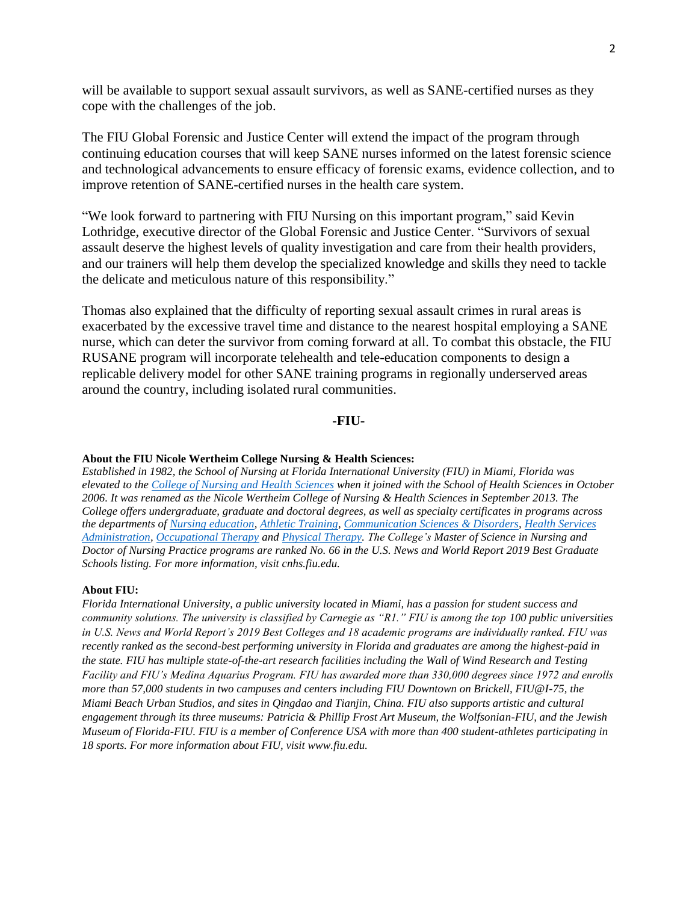will be available to support sexual assault survivors, as well as SANE-certified nurses as they cope with the challenges of the job.

The FIU Global Forensic and Justice Center will extend the impact of the program through continuing education courses that will keep SANE nurses informed on the latest forensic science and technological advancements to ensure efficacy of forensic exams, evidence collection, and to improve retention of SANE-certified nurses in the health care system.

"We look forward to partnering with FIU Nursing on this important program," said Kevin Lothridge, executive director of the Global Forensic and Justice Center. "Survivors of sexual assault deserve the highest levels of quality investigation and care from their health providers, and our trainers will help them develop the specialized knowledge and skills they need to tackle the delicate and meticulous nature of this responsibility."

Thomas also explained that the difficulty of reporting sexual assault crimes in rural areas is exacerbated by the excessive travel time and distance to the nearest hospital employing a SANE nurse, which can deter the survivor from coming forward at all. To combat this obstacle, the FIU RUSANE program will incorporate telehealth and tele-education components to design a replicable delivery model for other SANE training programs in regionally underserved areas around the country, including isolated rural communities.

**-FIU-**

**About the FIU Nicole Wertheim College Nursing & Health Sciences:**

*Established in 1982, the School of Nursing at Florida International University (FIU) in Miami, Florida was elevated to the College of Nursing and Health Sciences when it joined with the School of Health Sciences in October 2006. It was renamed as the Nicole Wertheim College of Nursing & Health Sciences in September 2013. The College offers undergraduate, graduate and doctoral degrees, as well as specialty certificates in programs across the departments of Nursing education, Athletic Training, Communication Sciences & Disorders, Health Services Administration, Occupational Therapy and Physical Therapy. The College's Master of Science in Nursing and Doctor of Nursing Practice programs are ranked No. 66 in the U.S. News and World Report 2019 Best Graduate Schools listing. For more information, visit cnhs.fiu.edu.*

**About FIU:**

*Florida International University, a public university located in Miami, has a passion for student success and community solutions. The university is classified by Carnegie as "R1." FIU is among the top 100 public universities in U.S. News and World Report's 2019 Best Colleges and 18 academic programs are individually ranked. FIU was recently ranked as the second-best performing university in Florida and graduates are among the highest-paid in the state. FIU has multiple state-of-the-art research facilities including the Wall of Wind Research and Testing Facility and FIU's Medina Aquarius Program. FIU has awarded more than 330,000 degrees since 1972 and enrolls more than 57,000 students in two campuses and centers including FIU Downtown on Brickell, FIU@I-75, the Miami Beach Urban Studios, and sites in Qingdao and Tianjin, China. FIU also supports artistic and cultural engagement through its three museums: Patricia & Phillip Frost Art Museum, the Wolfsonian-FIU, and the Jewish Museum of Florida-FIU. FIU is a member of Conference USA with more than 400 student-athletes participating in 18 sports. For more information about FIU, visit www.fiu.edu.*